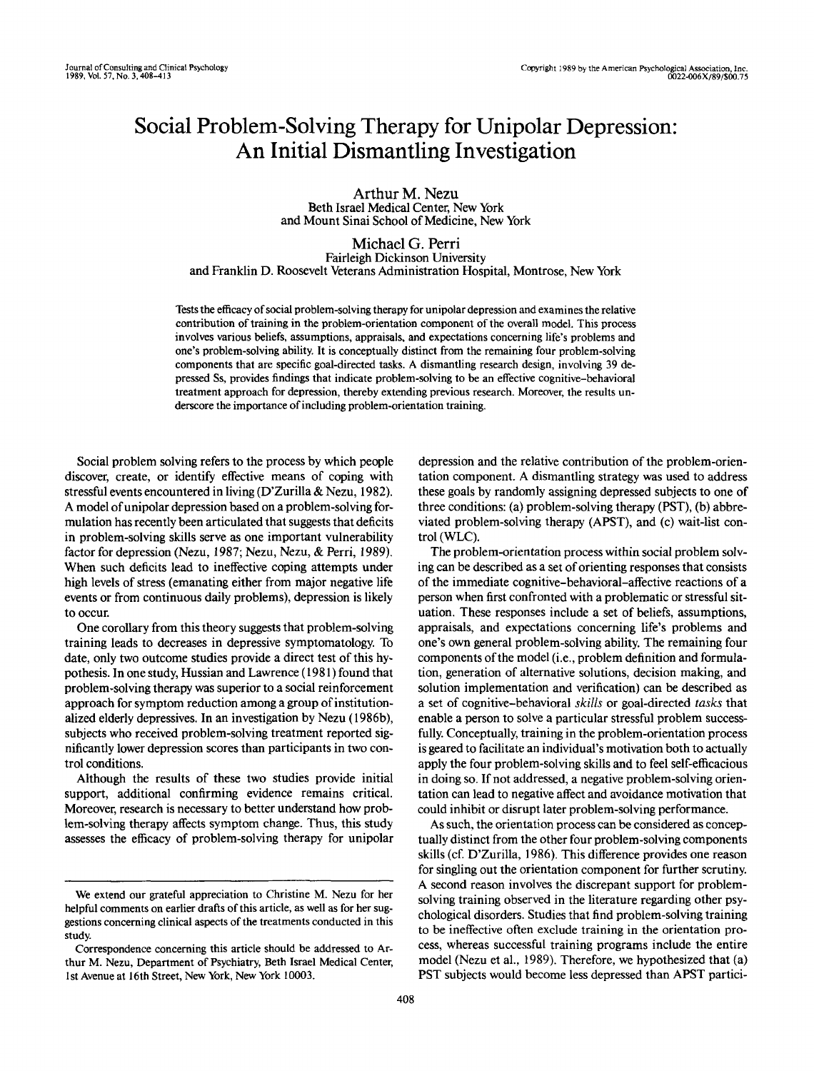# Social Problem-Solving Therapy for Unipolar Depression: An Initial Dismantling Investigation

Arthur M. Nezu
Beth Israel Medical Center, New York
and Mount Sinai School of Medicine, New York

Michael G. Perri
Fairleigh Dickinson University
and Franklin D. Roosevelt Veterans Administration Hospital, Montrose, New York

Tests the efficacy of social problem-solving therapy for unipolar depression and examines the relative contribution of training in the problem-orientation component of the overall model. This process involves various beliefs, assumptions, appraisals, and expectations concerning life's problems and one's problem-solving ability. It is conceptually distinct from the remaining four problem-solving components that are specific goal-directed tasks. A dismantling research design, involving 39 depressed Ss, provides findings that indicate problem-solving to be an effective cognitive-behavioral treatment approach for depression, thereby extending previous research. Moreover, the results underscore the importance of including problem-orientation training.

Social problem solving refers to the process by which people discover, create, or identify effective means of coping with stressful events encountered in living (D'Zurilla & Nezu, 1982). A model of unipolar depression based on a problem-solving formulation has recently been articulated that suggests that deficits in problem-solving skills serve as one important vulnerability factor for depression (Nezu, 1987; Nezu, Nezu, & Perri, 1989). When such deficits lead to ineffective coping attempts under high levels of stress (emanating either from major negative life events or from continuous daily problems), depression is likely to occur.

One corollary from this theory suggests that problem-solving training leads to decreases in depressive symptomatology. To date, only two outcome studies provide a direct test of this hypothesis. In one study, Hussian and Lawrence (1981) found that problem-solving therapy was superior to a social reinforcement approach for symptom reduction among a group of institutionalized elderly depressives. In an investigation by Nezu (1986b), subjects who received problem-solving treatment reported significantly lower depression scores than participants in two control conditions.

Although the results of these two studies provide initial support, additional confirming evidence remains critical. Moreover, research is necessary to better understand how problem-solving therapy affects symptom change. Thus, this study assesses the efficacy of problem-solving therapy for unipolar depression and the relative contribution of the problem-orientation component. A dismantling strategy was used to address these goals by randomly assigning depressed subjects to one of three conditions: (a) problem-solving therapy (PST), (b) abbreviated problem-solving therapy (APST), and (c) wait-list control (WLC).

The problem-orientation process within social problem solving can be described as a set of orienting responses that consists of the immediate cognitive-behavioral-affective reactions of a person when first confronted with a problematic or stressful situation. These responses include a set of beliefs, assumptions, appraisals, and expectations concerning life's problems and one's own general problem-solving ability. The remaining four components of the model (i.e., problem definition and formulation, generation of alternative solutions, decision making, and solution implementation and verification) can be described as a set of cognitive-behavioral *skills* or goal-directed *tasks* that enable a person to solve a particular stressful problem successfully. Conceptually, training in the problem-orientation process is geared to facilitate an individual's motivation both to actually apply the four problem-solving skills and to feel self-efficacious in doing so. If not addressed, a negative problem-solving orientation can lead to negative affect and avoidance motivation that could inhibit or disrupt later problem-solving performance.

As such, the orientation process can be considered as conceptually distinct from the other four problem-solving components skills (cf. D'Zurilla, 1986). This difference provides one reason for singling out the orientation component for further scrutiny. A second reason involves the discrepant support for problem-solving training observed in the literature regarding other psychological disorders. Studies that find problem-solving training to be ineffective often exclude training in the orientation process, whereas successful training programs include the entire model (Nezu et al., 1989). Therefore, we hypothesized that (a) PST subjects would become less depressed than APST partici-

---

We extend our grateful appreciation to Christine M. Nezu for her helpful comments on earlier drafts of this article, as well as for her suggestions concerning clinical aspects of the treatments conducted in this study.

Correspondence concerning this article should be addressed to Arthur M. Nezu, Department of Psychiatry, Beth Israel Medical Center, 1st Avenue at 16th Street, New York, New York 10003.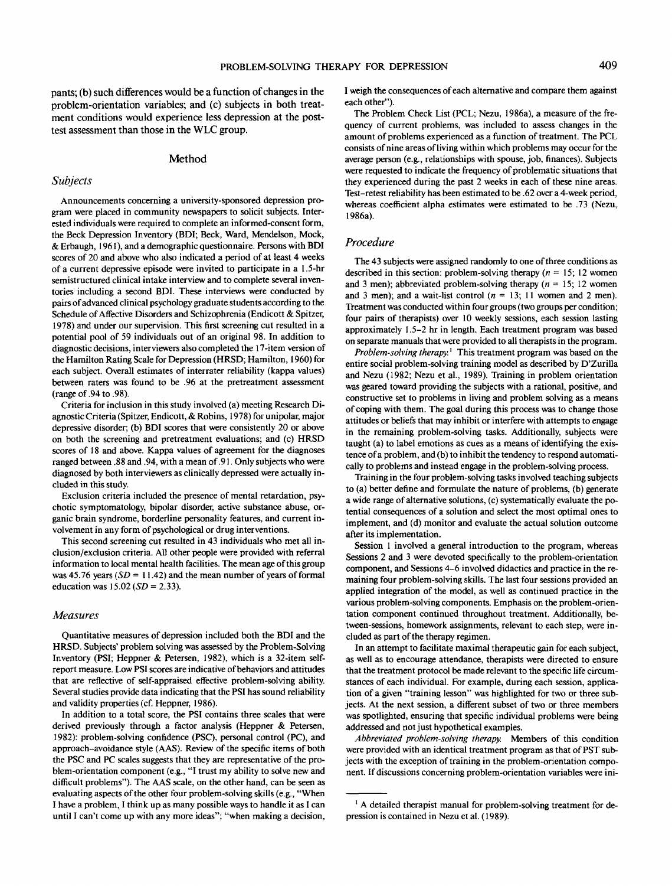pants; (b) such differences would be a function of changes in the problem-orientation variables; and (c) subjects in both treatment conditions would experience less depression at the posttest assessment than those in the WLC group.

## Method

### *Subjects*

Announcements concerning a university-sponsored depression program were placed in community newspapers to solicit subjects. Interested individuals were required to complete an informed-consent form, the Beck Depression Inventory (BDI; Beck, Ward, Mendelson, Mock, & Erbaugh, 1961), and a demographic questionnaire. Persons with BDI scores of 20 and above who also indicated a period of at least 4 weeks of a current depressive episode were invited to participate in a 1.5-hr semistructured clinical intake interview and to complete several inventories including a second BDI. These interviews were conducted by pairs of advanced clinical psychology graduate students according to the Schedule of Affective Disorders and Schizophrenia (Endicott & Spitzer, 1978) and under our supervision. This first screening cut resulted in a potential pool of 59 individuals out of an original 98. In addition to diagnostic decisions, interviewers also completed the 17-item version of the Hamilton Rating Scale for Depression (HRSD; Hamilton, 1960) for each subject. Overall estimates of interrater reliability (kappa values) between raters was found to be .96 at the pretreatment assessment (range of .94 to .98).

Criteria for inclusion in this study involved (a) meeting Research Diagnostic Criteria (Spitzer, Endicott, & Robins, 1978) for unipolar, major depressive disorder; (b) BDI scores that were consistently 20 or above on both the screening and pretreatment evaluations; and (c) HRSD scores of 18 and above. Kappa values of agreement for the diagnoses ranged between .88 and .94, with a mean of .91. Only subjects who were diagnosed by both interviewers as clinically depressed were actually included in this study.

Exclusion criteria included the presence of mental retardation, psychotic symptomatology, bipolar disorder, active substance abuse, organic brain syndrome, borderline personality features, and current involvement in any form of psychological or drug interventions.

This second screening cut resulted in 43 individuals who met all inclusion/exclusion criteria. All other people were provided with referral information to local mental health facilities. The mean age of this group was 45.76 years ($SD$ = 11.42) and the mean number of years of formal education was 15.02 ($SD$ = 2.33).

### *Measures*

Quantitative measures of depression included both the BDI and the HRSD. Subjects' problem solving was assessed by the Problem-Solving Inventory (PSI; Heppner & Petersen, 1982), which is a 32-item self-report measure. Low PSI scores are indicative of behaviors and attitudes that are reflective of self-appraised effective problem-solving ability. Several studies provide data indicating that the PSI has sound reliability and validity properties (cf. Heppner, 1986).

In addition to a total score, the PSI contains three scales that were derived previously through a factor analysis (Heppner & Petersen, 1982): problem-solving confidence (PSC), personal control (PC), and approach–avoidance style (AAS). Review of the specific items of both the PSC and PC scales suggests that they are representative of the problem-orientation component (e.g., "I trust my ability to solve new and difficult problems"). The AAS scale, on the other hand, can be seen as evaluating aspects of the other four problem-solving skills (e.g., "When I have a problem, I think up as many possible ways to handle it as I can until I can't come up with any more ideas"; "when making a decision, I weigh the consequences of each alternative and compare them against each other").

The Problem Check List (PCL; Nezu, 1986a), a measure of the frequency of current problems, was included to assess changes in the amount of problems experienced as a function of treatment. The PCL consists of nine areas of living within which problems may occur for the average person (e.g., relationships with spouse, job, finances). Subjects were requested to indicate the frequency of problematic situations that they experienced during the past 2 weeks in each of these nine areas. Test–retest reliability has been estimated to be .62 over a 4-week period, whereas coefficient alpha estimates were estimated to be .73 (Nezu, 1986a).

### *Procedure*

The 43 subjects were assigned randomly to one of three conditions as described in this section: problem-solving therapy ($n$ = 15; 12 women and 3 men); abbreviated problem-solving therapy ($n$ = 15; 12 women and 3 men); and a wait-list control ($n$ = 13; 11 women and 2 men). Treatment was conducted within four groups (two groups per condition; four pairs of therapists) over 10 weekly sessions, each session lasting approximately 1.5–2 hr in length. Each treatment program was based on separate manuals that were provided to all therapists in the program.

*Problem-solving therapy.*[1] This treatment program was based on the entire social problem-solving training model as described by D'Zurilla and Nezu (1982; Nezu et al., 1989). Training in problem orientation was geared toward providing the subjects with a rational, positive, and constructive set to problems in living and problem solving as a means of coping with them. The goal during this process was to change those attitudes or beliefs that may inhibit or interfere with attempts to engage in the remaining problem-solving tasks. Additionally, subjects were taught (a) to label emotions as cues as a means of identifying the existence of a problem, and (b) to inhibit the tendency to respond automatically to problems and instead engage in the problem-solving process.

Training in the four problem-solving tasks involved teaching subjects to (a) better define and formulate the nature of problems, (b) generate a wide range of alternative solutions, (c) systematically evaluate the potential consequences of a solution and select the most optimal ones to implement, and (d) monitor and evaluate the actual solution outcome after its implementation.

Session 1 involved a general introduction to the program, whereas Sessions 2 and 3 were devoted specifically to the problem-orientation component, and Sessions 4–6 involved didactics and practice in the remaining four problem-solving skills. The last four sessions provided an applied integration of the model, as well as continued practice in the various problem-solving components. Emphasis on the problem-orientation component continued throughout treatment. Additionally, between-sessions, homework assignments, relevant to each step, were included as part of the therapy regimen.

In an attempt to facilitate maximal therapeutic gain for each subject, as well as to encourage attendance, therapists were directed to ensure that the treatment protocol be made relevant to the specific life circumstances of each individual. For example, during each session, application of a given "training lesson" was highlighted for two or three subjects. At the next session, a different subset of two or three members was spotlighted, ensuring that specific individual problems were being addressed and not just hypothetical examples.

*Abbreviated problem-solving therapy.* Members of this condition were provided with an identical treatment program as that of PST subjects with the exception of training in the problem-orientation component. If discussions concerning problem-orientation variables were ini-

[1] A detailed therapist manual for problem-solving treatment for depression is contained in Nezu et al. (1989).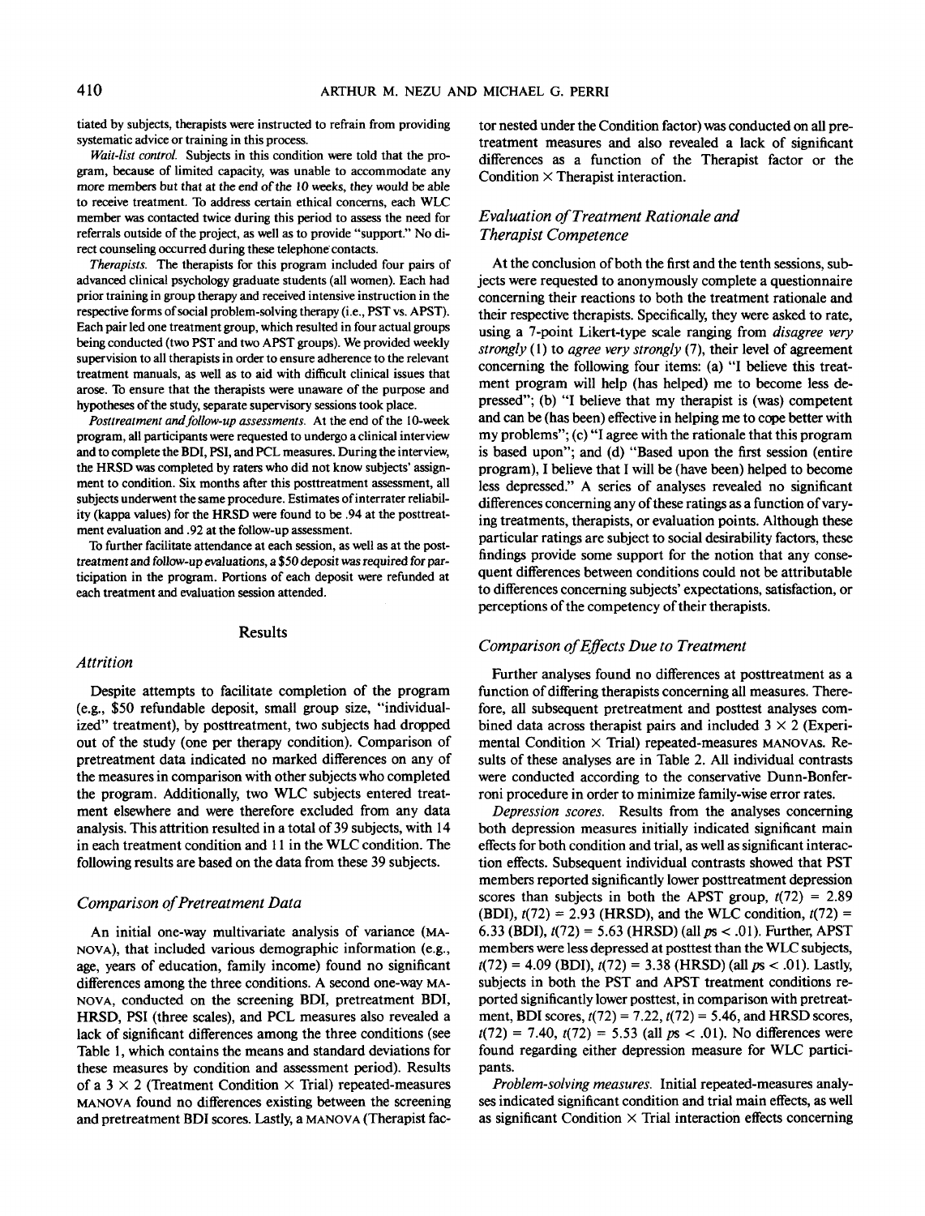tiated by subjects, therapists were instructed to refrain from providing systematic advice or training in this process.

*Wait-list control.* Subjects in this condition were told that the program, because of limited capacity, was unable to accommodate any more members but that at the end of the 10 weeks, they would be able to receive treatment. To address certain ethical concerns, each WLC member was contacted twice during this period to assess the need for referrals outside of the project, as well as to provide "support." No direct counseling occurred during these telephone contacts.

*Therapists.* The therapists for this program included four pairs of advanced clinical psychology graduate students (all women). Each had prior training in group therapy and received intensive instruction in the respective forms of social problem-solving therapy (i.e., PST vs. APST). Each pair led one treatment group, which resulted in four actual groups being conducted (two PST and two APST groups). We provided weekly supervision to all therapists in order to ensure adherence to the relevant treatment manuals, as well as to aid with difficult clinical issues that arose. To ensure that the therapists were unaware of the purpose and hypotheses of the study, separate supervisory sessions took place.

*Posttreatment and follow-up assessments.* At the end of the 10-week program, all participants were requested to undergo a clinical interview and to complete the BDI, PSI, and PCL measures. During the interview, the HRSD was completed by raters who did not know subjects' assignment to condition. Six months after this posttreatment assessment, all subjects underwent the same procedure. Estimates of interrater reliability (kappa values) for the HRSD were found to be .94 at the posttreatment evaluation and .92 at the follow-up assessment.

To further facilitate attendance at each session, as well as at the posttreatment and follow-up evaluations, a $50 deposit was required for participation in the program. Portions of each deposit were refunded at each treatment and evaluation session attended.

## Results

### Attrition

Despite attempts to facilitate completion of the program (e.g., $50 refundable deposit, small group size, "individualized" treatment), by posttreatment, two subjects had dropped out of the study (one per therapy condition). Comparison of pretreatment data indicated no marked differences on any of the measures in comparison with other subjects who completed the program. Additionally, two WLC subjects entered treatment elsewhere and were therefore excluded from any data analysis. This attrition resulted in a total of 39 subjects, with 14 in each treatment condition and 11 in the WLC condition. The following results are based on the data from these 39 subjects.

### Comparison of Pretreatment Data

An initial one-way multivariate analysis of variance (MANOVA), that included various demographic information (e.g., age, years of education, family income) found no significant differences among the three conditions. A second one-way MANOVA, conducted on the screening BDI, pretreatment BDI, HRSD, PSI (three scales), and PCL measures also revealed a lack of significant differences among the three conditions (see Table 1, which contains the means and standard deviations for these measures by condition and assessment period). Results of a 3 × 2 (Treatment Condition × Trial) repeated-measures MANOVA found no differences existing between the screening and pretreatment BDI scores. Lastly, a MANOVA (Therapist factor nested under the Condition factor) was conducted on all pretreatment measures and also revealed a lack of significant differences as a function of the Therapist factor or the Condition × Therapist interaction.

### Evaluation of Treatment Rationale and Therapist Competence

At the conclusion of both the first and the tenth sessions, subjects were requested to anonymously complete a questionnaire concerning their reactions to both the treatment rationale and their respective therapists. Specifically, they were asked to rate, using a 7-point Likert-type scale ranging from *disagree very strongly* (1) to *agree very strongly* (7), their level of agreement concerning the following four items: (a) "I believe this treatment program will help (has helped) me to become less depressed"; (b) "I believe that my therapist is (was) competent and can be (has been) effective in helping me to cope better with my problems"; (c) "I agree with the rationale that this program is based upon"; and (d) "Based upon the first session (entire program), I believe that I will be (have been) helped to become less depressed." A series of analyses revealed no significant differences concerning any of these ratings as a function of varying treatments, therapists, or evaluation points. Although these particular ratings are subject to social desirability factors, these findings provide some support for the notion that any consequent differences between conditions could not be attributable to differences concerning subjects' expectations, satisfaction, or perceptions of the competency of their therapists.

### Comparison of Effects Due to Treatment

Further analyses found no differences at posttreatment as a function of differing therapists concerning all measures. Therefore, all subsequent pretreatment and posttest analyses combined data across therapist pairs and included 3 × 2 (Experimental Condition × Trial) repeated-measures MANOVAs. Results of these analyses are in Table 2. All individual contrasts were conducted according to the conservative Dunn-Bonferroni procedure in order to minimize family-wise error rates.

*Depression scores.* Results from the analyses concerning both depression measures initially indicated significant main effects for both condition and trial, as well as significant interaction effects. Subsequent individual contrasts showed that PST members reported significantly lower posttreatment depression scores than subjects in both the APST group, $t(72) = 2.89$ (BDI), $t(72) = 2.93$ (HRSD), and the WLC condition, $t(72) = 6.33$ (BDI), $t(72) = 5.63$ (HRSD) (all $ps < .01$). Further, APST members were less depressed at posttest than the WLC subjects, $t(72) = 4.09$ (BDI), $t(72) = 3.38$ (HRSD) (all $ps < .01$). Lastly, subjects in both the PST and APST treatment conditions reported significantly lower posttest, in comparison with pretreatment, BDI scores, $t(72) = 7.22$, $t(72) = 5.46$, and HRSD scores, $t(72) = 7.40$, $t(72) = 5.53$ (all $ps < .01$). No differences were found regarding either depression measure for WLC participants.

*Problem-solving measures.* Initial repeated-measures analyses indicated significant condition and trial main effects, as well as significant Condition × Trial interaction effects concerning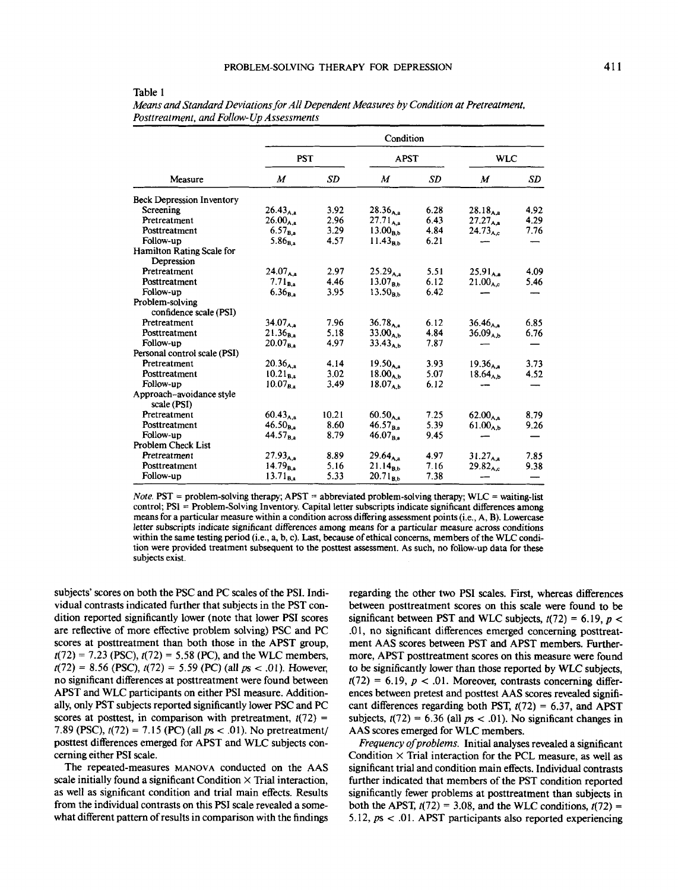Table 1
*Means and Standard Deviations for All Dependent Measures by Condition at Pretreatment, Posttreatment, and Follow-Up Assessments*

| Measure | PST | | APST | | WLC | |
|---|---|---|---|---|---|---|
| | *M* | *SD* | *M* | *SD* | *M* | *SD* |
| Beck Depression Inventory | | | | | | |
| Screening | $26.43_{A,a}$ | 3.92 | $28.36_{A,a}$ | 6.28 | $28.18_{A,a}$ | 4.92 |
| Pretreatment | $26.00_{A,a}$ | 2.96 | $27.71_{A,a}$ | 6.43 | $27.27_{A,a}$ | 4.29 |
| Posttreatment | $6.57_{B,a}$ | 3.29 | $13.00_{B,b}$ | 4.84 | $24.73_{A,c}$ | 7.76 |
| Follow-up | $5.86_{B,a}$ | 4.57 | $11.43_{B,b}$ | 6.21 | — | — |
| Hamilton Rating Scale for Depression | | | | | | |
| Pretreatment | $24.07_{A,a}$ | 2.97 | $25.29_{A,a}$ | 5.51 | $25.91_{A,a}$ | 4.09 |
| Posttreatment | $7.71_{B,a}$ | 4.46 | $13.07_{B,b}$ | 6.12 | $21.00_{A,c}$ | 5.46 |
| Follow-up | $6.36_{B,a}$ | 3.95 | $13.50_{B,b}$ | 6.42 | — | — |
| Problem-solving confidence scale (PSI) | | | | | | |
| Pretreatment | $34.07_{A,a}$ | 7.96 | $36.78_{A,a}$ | 6.12 | $36.46_{A,a}$ | 6.85 |
| Posttreatment | $21.36_{B,a}$ | 5.18 | $33.00_{A,b}$ | 4.84 | $36.09_{A,b}$ | 6.76 |
| Follow-up | $20.07_{B,a}$ | 4.97 | $33.43_{A,b}$ | 7.87 | — | — |
| Personal control scale (PSI) | | | | | | |
| Pretreatment | $20.36_{A,a}$ | 4.14 | $19.50_{A,a}$ | 3.93 | $19.36_{A,a}$ | 3.73 |
| Posttreatment | $10.21_{B,a}$ | 3.02 | $18.00_{A,b}$ | 5.07 | $18.64_{A,b}$ | 4.52 |
| Follow-up | $10.07_{B,a}$ | 3.49 | $18.07_{A,b}$ | 6.12 | — | — |
| Approach–avoidance style scale (PSI) | | | | | | |
| Pretreatment | $60.43_{A,a}$ | 10.21 | $60.50_{A,a}$ | 7.25 | $62.00_{A,a}$ | 8.79 |
| Posttreatment | $46.50_{B,a}$ | 8.60 | $46.57_{B,a}$ | 5.39 | $61.00_{A,b}$ | 9.26 |
| Follow-up | $44.57_{B,a}$ | 8.79 | $46.07_{B,a}$ | 9.45 | — | — |
| Problem Check List | | | | | | |
| Pretreatment | $27.93_{A,a}$ | 8.89 | $29.64_{A,a}$ | 4.97 | $31.27_{A,a}$ | 7.85 |
| Posttreatment | $14.79_{B,a}$ | 5.16 | $21.14_{B,b}$ | 7.16 | $29.82_{A,c}$ | 9.38 |
| Follow-up | $13.71_{B,a}$ | 5.33 | $20.71_{B,b}$ | 7.38 | — | — |

*Note.* PST = problem-solving therapy; APST = abbreviated problem-solving therapy; WLC = waiting-list control; PSI = Problem-Solving Inventory. Capital letter subscripts indicate significant differences among means for a particular measure within a condition across differing assessment points (i.e., A, B). Lowercase letter subscripts indicate significant differences among means for a particular measure across conditions within the same testing period (i.e., a, b, c). Last, because of ethical concerns, members of the WLC condition were provided treatment subsequent to the posttest assessment. As such, no follow-up data for these subjects exist.

subjects' scores on both the PSC and PC scales of the PSI. Individual contrasts indicated further that subjects in the PST condition reported significantly lower (note that lower PSI scores are reflective of more effective problem solving) PSC and PC scores at posttreatment than both those in the APST group, $t(72) = 7.23$ (PSC), $t(72) = 5.58$ (PC), and the WLC members, $t(72) = 8.56$ (PSC), $t(72) = 5.59$ (PC) (all $ps < .01$). However, no significant differences at posttreatment were found between APST and WLC participants on either PSI measure. Additionally, only PST subjects reported significantly lower PSC and PC scores at posttest, in comparison with pretreatment, $t(72) = 7.89$ (PSC), $t(72) = 7.15$ (PC) (all $ps < .01$). No pretreatment/posttest differences emerged for APST and WLC subjects concerning either PSI scale.

The repeated-measures MANOVA conducted on the AAS scale initially found a significant Condition × Trial interaction, as well as significant condition and trial main effects. Results from the individual contrasts on this PSI scale revealed a somewhat different pattern of results in comparison with the findings regarding the other two PSI scales. First, whereas differences between posttreatment scores on this scale were found to be significant between PST and WLC subjects, $t(72) = 6.19$, $p < .01$, no significant differences emerged concerning posttreatment AAS scores between PST and APST members. Furthermore, APST posttreatment scores on this measure were found to be significantly lower than those reported by WLC subjects, $t(72) = 6.19$, $p < .01$. Moreover, contrasts concerning differences between pretest and posttest AAS scores revealed significant differences regarding both PST, $t(72) = 6.37$, and APST subjects, $t(72) = 6.36$ (all $ps < .01$). No significant changes in AAS scores emerged for WLC members.

*Frequency of problems.* Initial analyses revealed a significant Condition × Trial interaction for the PCL measure, as well as significant trial and condition main effects. Individual contrasts further indicated that members of the PST condition reported significantly fewer problems at posttreatment than subjects in both the APST, $t(72) = 3.08$, and the WLC conditions, $t(72) = 5.12$, $ps < .01$. APST participants also reported experiencing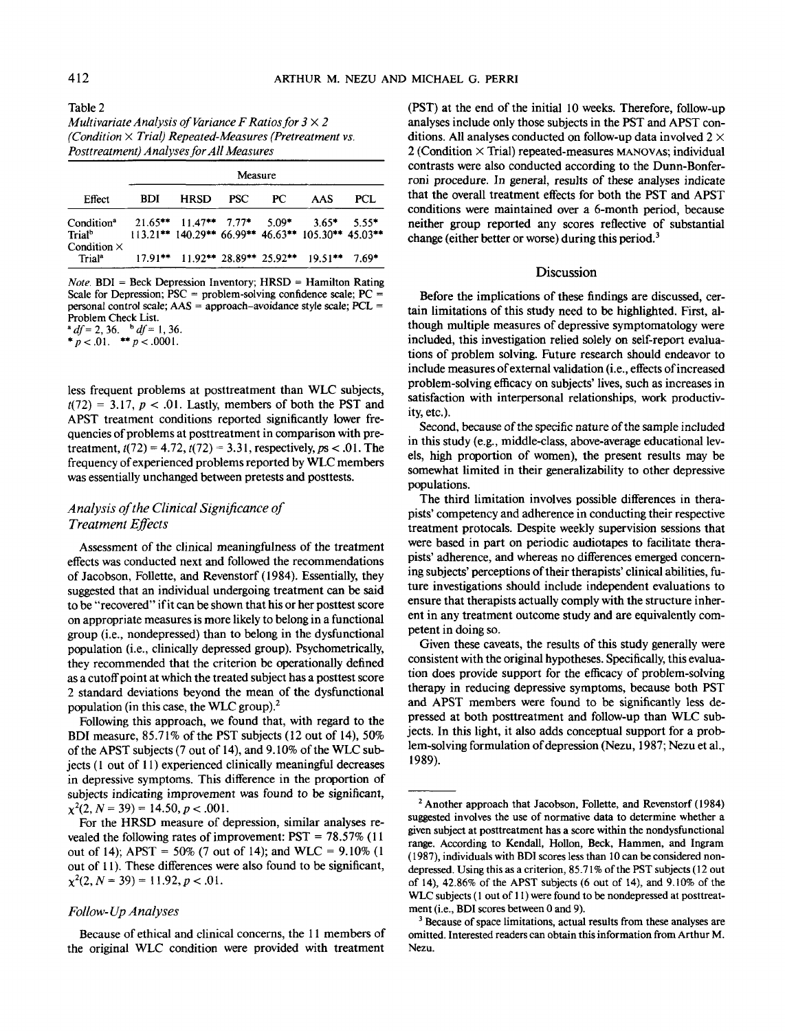Table 2

*Multivariate Analysis of Variance F Ratios for 3 × 2 (Condition × Trial) Repeated-Measures (Pretreatment vs. Posttreatment) Analyses for All Measures*

| Effect | BDI | HRSD | PSC | PC | AAS | PCL |
|---|---|---|---|---|---|---|
| Condition[a] | 21.65** | 11.47** | 7.77* | 5.09* | 3.65* | 5.55* |
| Trial[b] | 113.21** | 140.29** | 66.99** | 46.63** | 105.30** | 45.03** |
| Condition × Trial[a] | 17.91** | 11.92** | 28.89** | 25.92** | 19.51** | 7.69* |

*Note.* BDI = Beck Depression Inventory; HRSD = Hamilton Rating Scale for Depression; PSC = problem-solving confidence scale; PC = personal control scale; AAS = approach–avoidance style scale; PCL = Problem Check List.
[a] $df = 2, 36$. [b] $df = 1, 36$.
* $p < .01$. ** $p < .0001$.

less frequent problems at posttreatment than WLC subjects, $t(72) = 3.17$, $p < .01$. Lastly, members of both the PST and APST treatment conditions reported significantly lower frequencies of problems at posttreatment in comparison with pretreatment, $t(72) = 4.72$, $t(72) = 3.31$, respectively, $ps < .01$. The frequency of experienced problems reported by WLC members was essentially unchanged between pretests and posttests.

### *Analysis of the Clinical Significance of Treatment Effects*

Assessment of the clinical meaningfulness of the treatment effects was conducted next and followed the recommendations of Jacobson, Follette, and Revenstorf (1984). Essentially, they suggested that an individual undergoing treatment can be said to be "recovered" if it can be shown that his or her posttest score on appropriate measures is more likely to belong in a functional group (i.e., nondepressed) than to belong in the dysfunctional population (i.e., clinically depressed group). Psychometrically, they recommended that the criterion be operationally defined as a cutoff point at which the treated subject has a posttest score 2 standard deviations beyond the mean of the dysfunctional population (in this case, the WLC group).[2]

Following this approach, we found that, with regard to the BDI measure, 85.71% of the PST subjects (12 out of 14), 50% of the APST subjects (7 out of 14), and 9.10% of the WLC subjects (1 out of 11) experienced clinically meaningful decreases in depressive symptoms. This difference in the proportion of subjects indicating improvement was found to be significant, $\chi^2(2, N = 39) = 14.50$, $p < .001$.

For the HRSD measure of depression, similar analyses revealed the following rates of improvement: PST = 78.57% (11 out of 14); APST = 50% (7 out of 14); and WLC = 9.10% (1 out of 11). These differences were also found to be significant, $\chi^2(2, N = 39) = 11.92$, $p < .01$.

### *Follow-Up Analyses*

Because of ethical and clinical concerns, the 11 members of the original WLC condition were provided with treatment (PST) at the end of the initial 10 weeks. Therefore, follow-up analyses include only those subjects in the PST and APST conditions. All analyses conducted on follow-up data involved 2 × 2 (Condition × Trial) repeated-measures MANOVAs; individual contrasts were also conducted according to the Dunn-Bonferroni procedure. In general, results of these analyses indicate that the overall treatment effects for both the PST and APST conditions were maintained over a 6-month period, because neither group reported any scores reflective of substantial change (either better or worse) during this period.[3]

## Discussion

Before the implications of these findings are discussed, certain limitations of this study need to be highlighted. First, although multiple measures of depressive symptomatology were included, this investigation relied solely on self-report evaluations of problem solving. Future research should endeavor to include measures of external validation (i.e., effects of increased problem-solving efficacy on subjects' lives, such as increases in satisfaction with interpersonal relationships, work productivity, etc.).

Second, because of the specific nature of the sample included in this study (e.g., middle-class, above-average educational levels, high proportion of women), the present results may be somewhat limited in their generalizability to other depressive populations.

The third limitation involves possible differences in therapists' competency and adherence in conducting their respective treatment protocols. Despite weekly supervision sessions that were based in part on periodic audiotapes to facilitate therapists' adherence, and whereas no differences emerged concerning subjects' perceptions of their therapists' clinical abilities, future investigations should include independent evaluations to ensure that therapists actually comply with the structure inherent in any treatment outcome study and are equivalently competent in doing so.

Given these caveats, the results of this study generally were consistent with the original hypotheses. Specifically, this evaluation does provide support for the efficacy of problem-solving therapy in reducing depressive symptoms, because both PST and APST members were found to be significantly less depressed at both posttreatment and follow-up than WLC subjects. In this light, it also adds conceptual support for a problem-solving formulation of depression (Nezu, 1987; Nezu et al., 1989).

---

[2] Another approach that Jacobson, Follette, and Revenstorf (1984) suggested involves the use of normative data to determine whether a given subject at posttreatment has a score within the nondysfunctional range. According to Kendall, Hollon, Beck, Hammen, and Ingram (1987), individuals with BDI scores less than 10 can be considered nondepressed. Using this as a criterion, 85.71% of the PST subjects (12 out of 14), 42.86% of the APST subjects (6 out of 14), and 9.10% of the WLC subjects (1 out of 11) were found to be nondepressed at posttreatment (i.e., BDI scores between 0 and 9).

[3] Because of space limitations, actual results from these analyses are omitted. Interested readers can obtain this information from Arthur M. Nezu.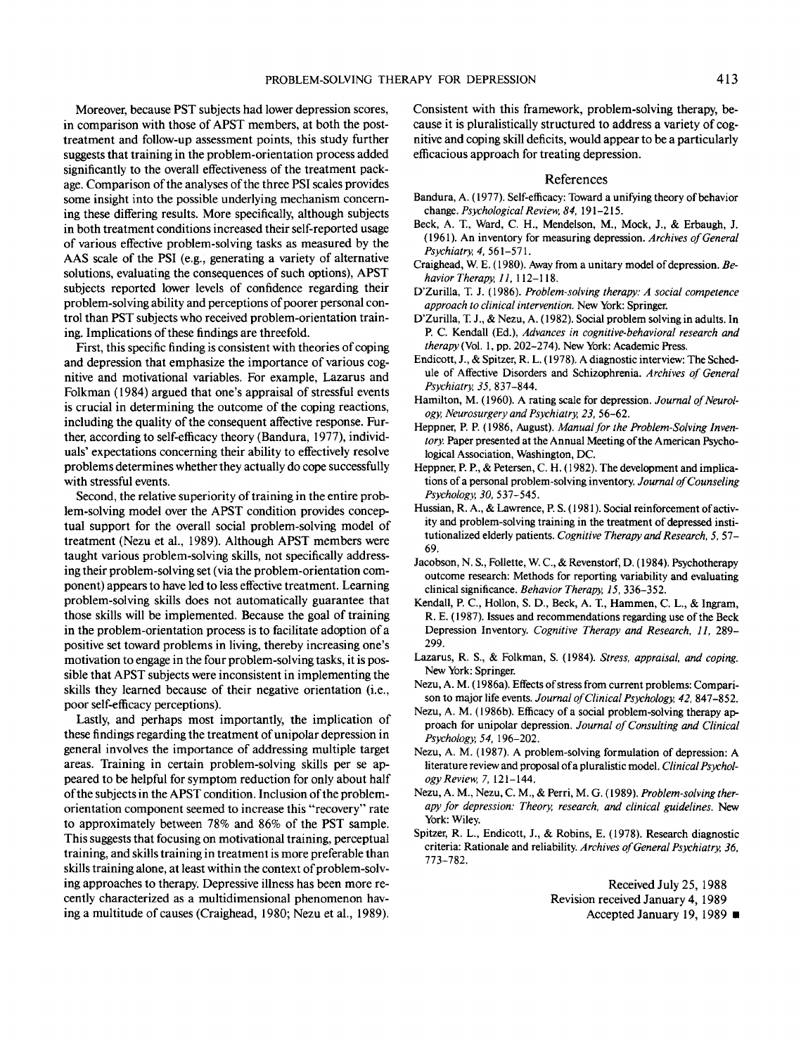Moreover, because PST subjects had lower depression scores, in comparison with those of APST members, at both the posttreatment and follow-up assessment points, this study further suggests that training in the problem-orientation process added significantly to the overall effectiveness of the treatment package. Comparison of the analyses of the three PSI scales provides some insight into the possible underlying mechanism concerning these differing results. More specifically, although subjects in both treatment conditions increased their self-reported usage of various effective problem-solving tasks as measured by the AAS scale of the PSI (e.g., generating a variety of alternative solutions, evaluating the consequences of such options), APST subjects reported lower levels of confidence regarding their problem-solving ability and perceptions of poorer personal control than PST subjects who received problem-orientation training. Implications of these findings are threefold.

First, this specific finding is consistent with theories of coping and depression that emphasize the importance of various cognitive and motivational variables. For example, Lazarus and Folkman (1984) argued that one's appraisal of stressful events is crucial in determining the outcome of the coping reactions, including the quality of the consequent affective response. Further, according to self-efficacy theory (Bandura, 1977), individuals' expectations concerning their ability to effectively resolve problems determines whether they actually do cope successfully with stressful events.

Second, the relative superiority of training in the entire problem-solving model over the APST condition provides conceptual support for the overall social problem-solving model of treatment (Nezu et al., 1989). Although APST members were taught various problem-solving skills, not specifically addressing their problem-solving set (via the problem-orientation component) appears to have led to less effective treatment. Learning problem-solving skills does not automatically guarantee that those skills will be implemented. Because the goal of training in the problem-orientation process is to facilitate adoption of a positive set toward problems in living, thereby increasing one's motivation to engage in the four problem-solving tasks, it is possible that APST subjects were inconsistent in implementing the skills they learned because of their negative orientation (i.e., poor self-efficacy perceptions).

Lastly, and perhaps most importantly, the implication of these findings regarding the treatment of unipolar depression in general involves the importance of addressing multiple target areas. Training in certain problem-solving skills per se appeared to be helpful for symptom reduction for only about half of the subjects in the APST condition. Inclusion of the problem-orientation component seemed to increase this "recovery" rate to approximately between 78% and 86% of the PST sample. This suggests that focusing on motivational training, perceptual training, and skills training in treatment is more preferable than skills training alone, at least within the context of problem-solving approaches to therapy. Depressive illness has been more recently characterized as a multidimensional phenomenon having a multitude of causes (Craighead, 1980; Nezu et al., 1989). Consistent with this framework, problem-solving therapy, because it is pluralistically structured to address a variety of cognitive and coping skill deficits, would appear to be a particularly efficacious approach for treating depression.

## References

Bandura, A. (1977). Self-efficacy: Toward a unifying theory of behavior change. *Psychological Review, 84,* 191–215.

Beck, A. T., Ward, C. H., Mendelson, M., Mock, J., & Erbaugh, J. (1961). An inventory for measuring depression. *Archives of General Psychiatry, 4,* 561–571.

Craighead, W. E. (1980). Away from a unitary model of depression. *Behavior Therapy, 11,* 112–118.

D'Zurilla, T. J. (1986). *Problem-solving therapy: A social competence approach to clinical intervention.* New York: Springer.

D'Zurilla, T. J., & Nezu, A. (1982). Social problem solving in adults. In P. C. Kendall (Ed.), *Advances in cognitive-behavioral research and therapy* (Vol. 1, pp. 202–274). New York: Academic Press.

Endicott, J., & Spitzer, R. L. (1978). A diagnostic interview: The Schedule of Affective Disorders and Schizophrenia. *Archives of General Psychiatry, 35,* 837–844.

Hamilton, M. (1960). A rating scale for depression. *Journal of Neurology, Neurosurgery and Psychiatry, 23,* 56–62.

Heppner, P. P. (1986, August). *Manual for the Problem-Solving Inventory.* Paper presented at the Annual Meeting of the American Psychological Association, Washington, DC.

Heppner, P. P., & Petersen, C. H. (1982). The development and implications of a personal problem-solving inventory. *Journal of Counseling Psychology, 30,* 537–545.

Hussian, R. A., & Lawrence, P. S. (1981). Social reinforcement of activity and problem-solving training in the treatment of depressed institutionalized elderly patients. *Cognitive Therapy and Research, 5,* 57–69.

Jacobson, N. S., Follette, W. C., & Revenstorf, D. (1984). Psychotherapy outcome research: Methods for reporting variability and evaluating clinical significance. *Behavior Therapy, 15,* 336–352.

Kendall, P. C., Hollon, S. D., Beck, A. T., Hammen, C. L., & Ingram, R. E. (1987). Issues and recommendations regarding use of the Beck Depression Inventory. *Cognitive Therapy and Research, 11,* 289–299.

Lazarus, R. S., & Folkman, S. (1984). *Stress, appraisal, and coping.* New York: Springer.

Nezu, A. M. (1986a). Effects of stress from current problems: Comparison to major life events. *Journal of Clinical Psychology, 42,* 847–852.

Nezu, A. M. (1986b). Efficacy of a social problem-solving therapy approach for unipolar depression. *Journal of Consulting and Clinical Psychology, 54,* 196–202.

Nezu, A. M. (1987). A problem-solving formulation of depression: A literature review and proposal of a pluralistic model. *Clinical Psychology Review, 7,* 121–144.

Nezu, A. M., Nezu, C. M., & Perri, M. G. (1989). *Problem-solving therapy for depression: Theory, research, and clinical guidelines.* New York: Wiley.

Spitzer, R. L., Endicott, J., & Robins, E. (1978). Research diagnostic criteria: Rationale and reliability. *Archives of General Psychiatry, 36,* 773–782.

Received July 25, 1988
Revision received January 4, 1989
Accepted January 19, 1989 ■